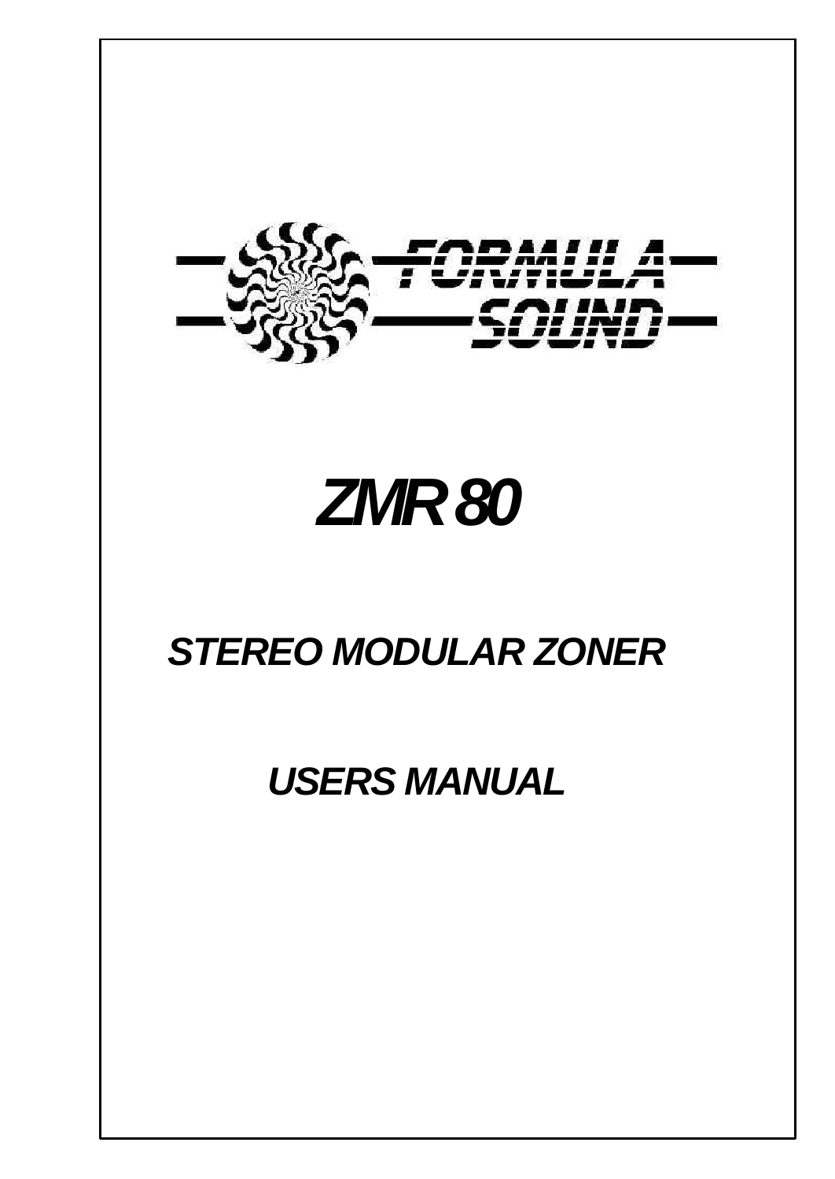FORMULA SOUND

# ZMR 80

## STEREO MODULAR ZONER

## USERS MANUAL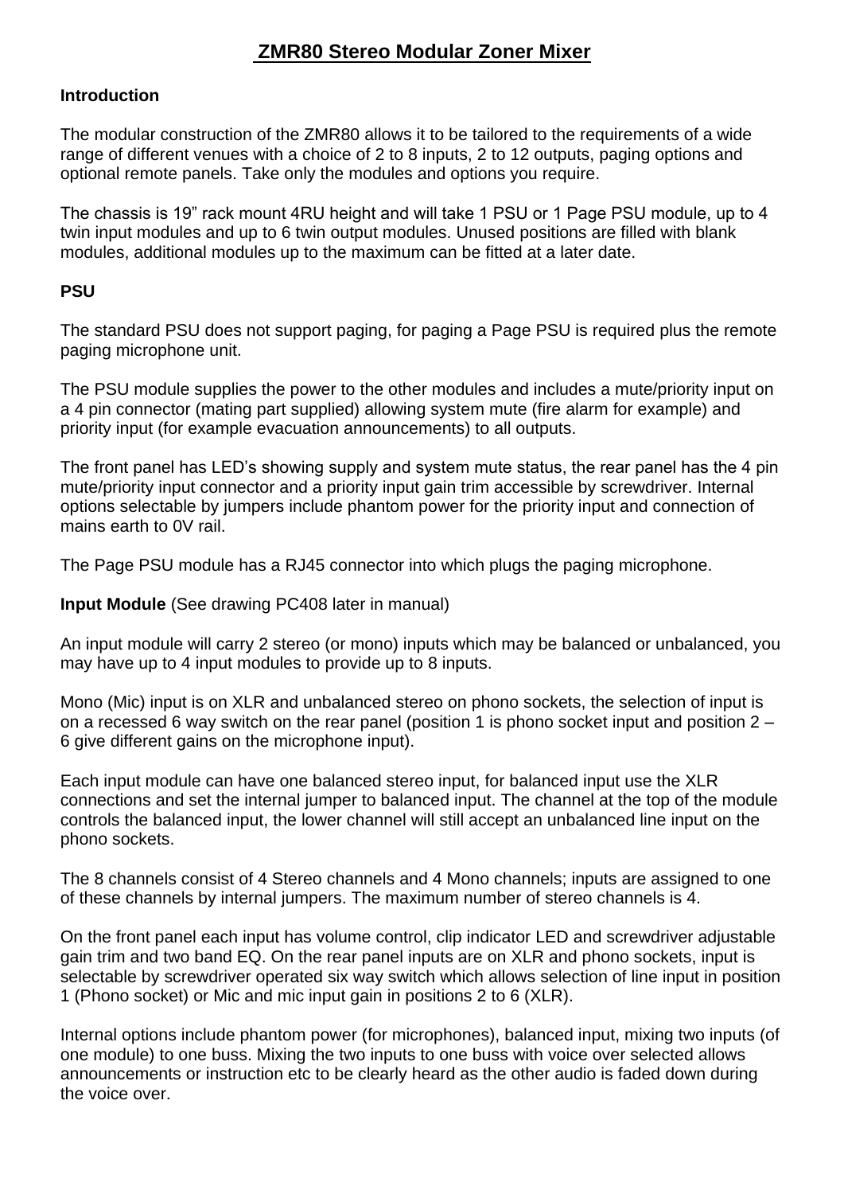# ZMR80 Stereo Modular Zoner Mixer

**Introduction**

The modular construction of the ZMR80 allows it to be tailored to the requirements of a wide range of different venues with a choice of 2 to 8 inputs, 2 to 12 outputs, paging options and optional remote panels. Take only the modules and options you require.

The chassis is 19" rack mount 4RU height and will take 1 PSU or 1 Page PSU module, up to 4 twin input modules and up to 6 twin output modules. Unused positions are filled with blank modules, additional modules up to the maximum can be fitted at a later date.

**PSU**

The standard PSU does not support paging, for paging a Page PSU is required plus the remote paging microphone unit.

The PSU module supplies the power to the other modules and includes a mute/priority input on a 4 pin connector (mating part supplied) allowing system mute (fire alarm for example) and priority input (for example evacuation announcements) to all outputs.

The front panel has LED's showing supply and system mute status, the rear panel has the 4 pin mute/priority input connector and a priority input gain trim accessible by screwdriver. Internal options selectable by jumpers include phantom power for the priority input and connection of mains earth to 0V rail.

The Page PSU module has a RJ45 connector into which plugs the paging microphone.

**Input Module** (See drawing PC408 later in manual)

An input module will carry 2 stereo (or mono) inputs which may be balanced or unbalanced, you may have up to 4 input modules to provide up to 8 inputs.

Mono (Mic) input is on XLR and unbalanced stereo on phono sockets, the selection of input is on a recessed 6 way switch on the rear panel (position 1 is phono socket input and position 2 – 6 give different gains on the microphone input).

Each input module can have one balanced stereo input, for balanced input use the XLR connections and set the internal jumper to balanced input. The channel at the top of the module controls the balanced input, the lower channel will still accept an unbalanced line input on the phono sockets.

The 8 channels consist of 4 Stereo channels and 4 Mono channels; inputs are assigned to one of these channels by internal jumpers. The maximum number of stereo channels is 4.

On the front panel each input has volume control, clip indicator LED and screwdriver adjustable gain trim and two band EQ. On the rear panel inputs are on XLR and phono sockets, input is selectable by screwdriver operated six way switch which allows selection of line input in position 1 (Phono socket) or Mic and mic input gain in positions 2 to 6 (XLR).

Internal options include phantom power (for microphones), balanced input, mixing two inputs (of one module) to one buss. Mixing the two inputs to one buss with voice over selected allows announcements or instruction etc to be clearly heard as the other audio is faded down during the voice over.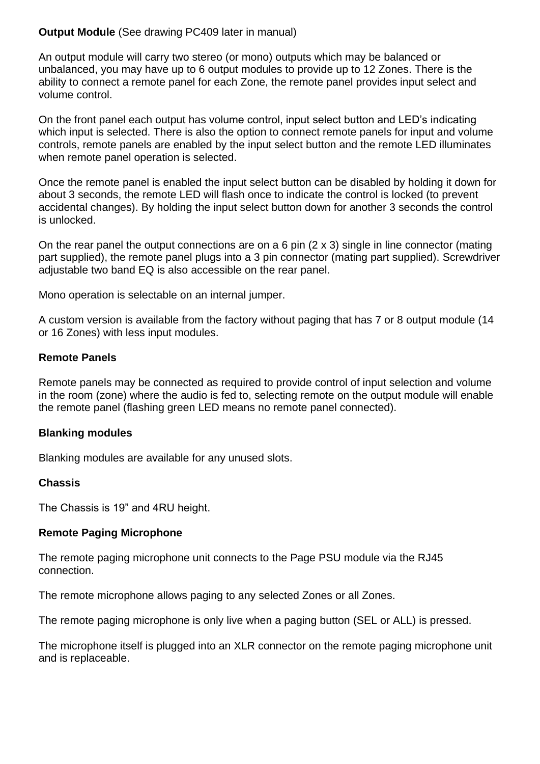**Output Module** (See drawing PC409 later in manual)

An output module will carry two stereo (or mono) outputs which may be balanced or unbalanced, you may have up to 6 output modules to provide up to 12 Zones. There is the ability to connect a remote panel for each Zone, the remote panel provides input select and volume control.

On the front panel each output has volume control, input select button and LED's indicating which input is selected. There is also the option to connect remote panels for input and volume controls, remote panels are enabled by the input select button and the remote LED illuminates when remote panel operation is selected.

Once the remote panel is enabled the input select button can be disabled by holding it down for about 3 seconds, the remote LED will flash once to indicate the control is locked (to prevent accidental changes). By holding the input select button down for another 3 seconds the control is unlocked.

On the rear panel the output connections are on a 6 pin (2 x 3) single in line connector (mating part supplied), the remote panel plugs into a 3 pin connector (mating part supplied). Screwdriver adjustable two band EQ is also accessible on the rear panel.

Mono operation is selectable on an internal jumper.

A custom version is available from the factory without paging that has 7 or 8 output module (14 or 16 Zones) with less input modules.

**Remote Panels**

Remote panels may be connected as required to provide control of input selection and volume in the room (zone) where the audio is fed to, selecting remote on the output module will enable the remote panel (flashing green LED means no remote panel connected).

**Blanking modules**

Blanking modules are available for any unused slots.

**Chassis**

The Chassis is 19" and 4RU height.

**Remote Paging Microphone**

The remote paging microphone unit connects to the Page PSU module via the RJ45 connection.

The remote microphone allows paging to any selected Zones or all Zones.

The remote paging microphone is only live when a paging button (SEL or ALL) is pressed.

The microphone itself is plugged into an XLR connector on the remote paging microphone unit and is replaceable.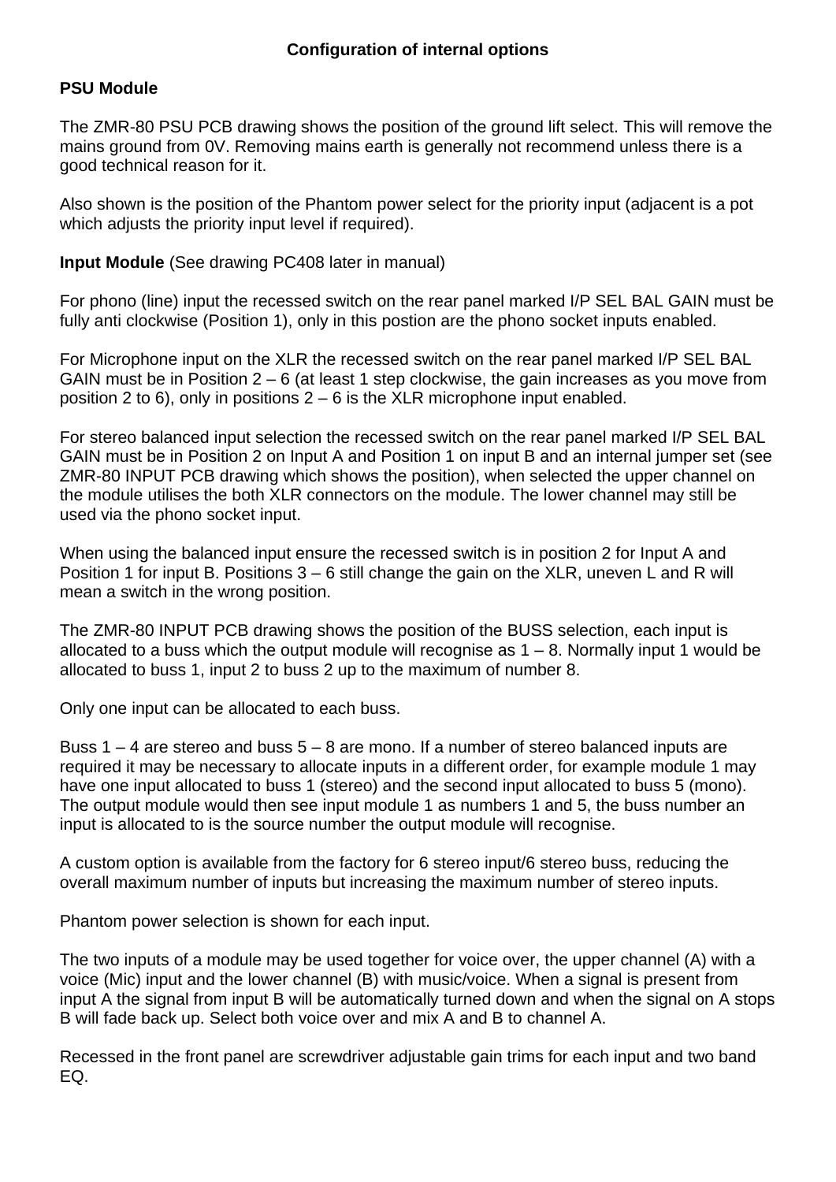## Configuration of internal options

### PSU Module

The ZMR-80 PSU PCB drawing shows the position of the ground lift select. This will remove the mains ground from 0V. Removing mains earth is generally not recommend unless there is a good technical reason for it.

Also shown is the position of the Phantom power select for the priority input (adjacent is a pot which adjusts the priority input level if required).

**Input Module** (See drawing PC408 later in manual)

For phono (line) input the recessed switch on the rear panel marked I/P SEL BAL GAIN must be fully anti clockwise (Position 1), only in this postion are the phono socket inputs enabled.

For Microphone input on the XLR the recessed switch on the rear panel marked I/P SEL BAL GAIN must be in Position 2 – 6 (at least 1 step clockwise, the gain increases as you move from position 2 to 6), only in positions 2 – 6 is the XLR microphone input enabled.

For stereo balanced input selection the recessed switch on the rear panel marked I/P SEL BAL GAIN must be in Position 2 on Input A and Position 1 on input B and an internal jumper set (see ZMR-80 INPUT PCB drawing which shows the position), when selected the upper channel on the module utilises the both XLR connectors on the module. The lower channel may still be used via the phono socket input.

When using the balanced input ensure the recessed switch is in position 2 for Input A and Position 1 for input B. Positions 3 – 6 still change the gain on the XLR, uneven L and R will mean a switch in the wrong position.

The ZMR-80 INPUT PCB drawing shows the position of the BUSS selection, each input is allocated to a buss which the output module will recognise as 1 – 8. Normally input 1 would be allocated to buss 1, input 2 to buss 2 up to the maximum of number 8.

Only one input can be allocated to each buss.

Buss 1 – 4 are stereo and buss 5 – 8 are mono. If a number of stereo balanced inputs are required it may be necessary to allocate inputs in a different order, for example module 1 may have one input allocated to buss 1 (stereo) and the second input allocated to buss 5 (mono). The output module would then see input module 1 as numbers 1 and 5, the buss number an input is allocated to is the source number the output module will recognise.

A custom option is available from the factory for 6 stereo input/6 stereo buss, reducing the overall maximum number of inputs but increasing the maximum number of stereo inputs.

Phantom power selection is shown for each input.

The two inputs of a module may be used together for voice over, the upper channel (A) with a voice (Mic) input and the lower channel (B) with music/voice. When a signal is present from input A the signal from input B will be automatically turned down and when the signal on A stops B will fade back up. Select both voice over and mix A and B to channel A.

Recessed in the front panel are screwdriver adjustable gain trims for each input and two band EQ.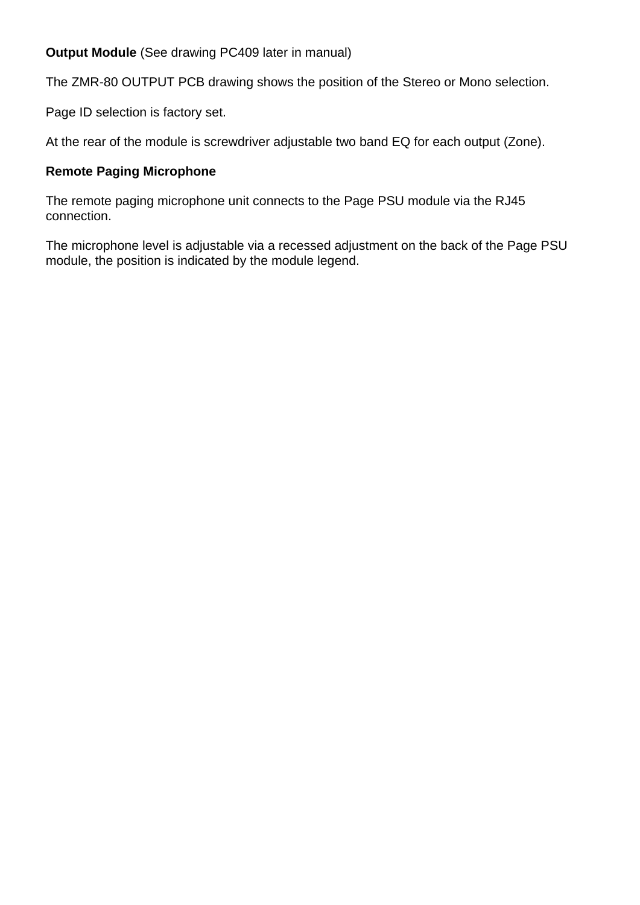**Output Module** (See drawing PC409 later in manual)

The ZMR-80 OUTPUT PCB drawing shows the position of the Stereo or Mono selection.

Page ID selection is factory set.

At the rear of the module is screwdriver adjustable two band EQ for each output (Zone).

**Remote Paging Microphone**

The remote paging microphone unit connects to the Page PSU module via the RJ45 connection.

The microphone level is adjustable via a recessed adjustment on the back of the Page PSU module, the position is indicated by the module legend.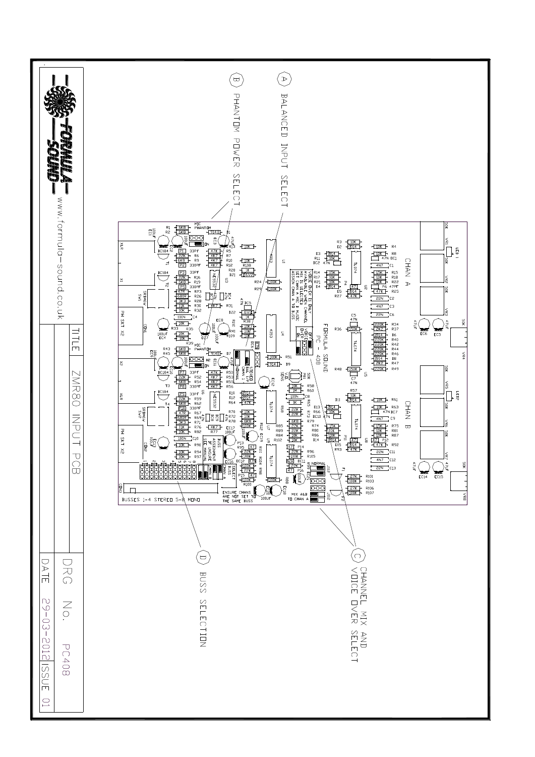A BALANCED INPUT SELECT

B PHANTOM POWER SELECT

C CHANNEL MIX AND VOICE OVER SELECT

D BUSS SELECTION

FORMULA SOUND
www.formula-sound.co.uk

| TITLE | ZMR80 INPUT PCB |
|---|---|
| DRG No. | PC408 |
| DATE | 29-03-2012 |
| ISSUE | 01 |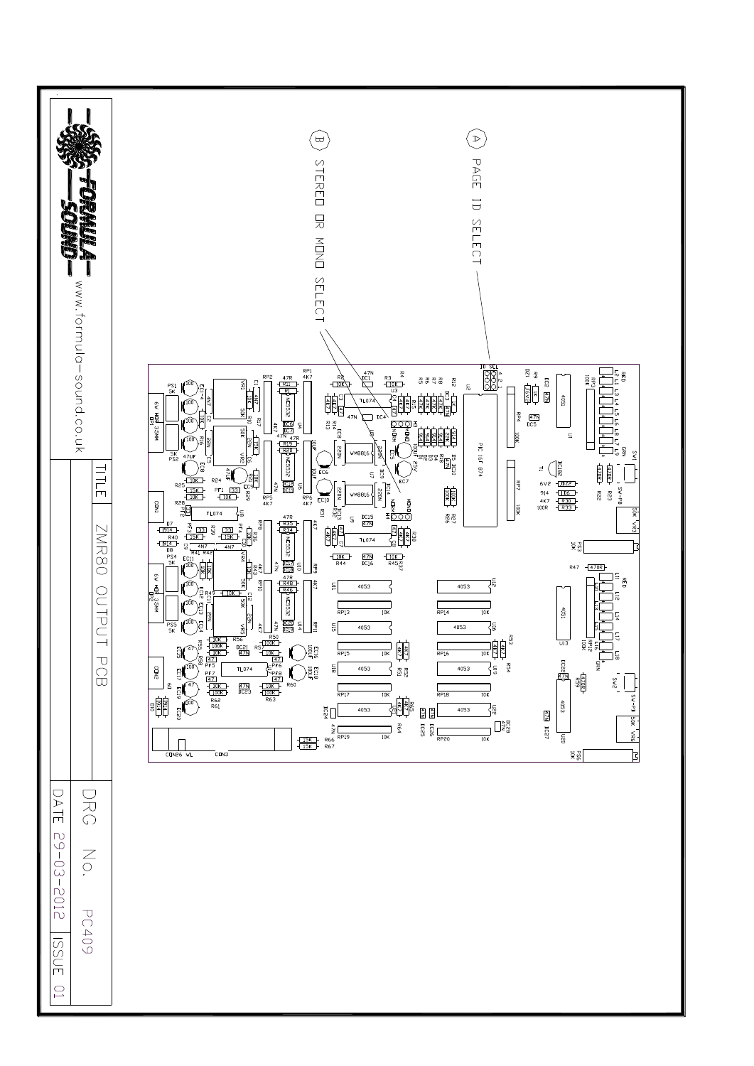Ⓐ PAGE ID SELECT

Ⓑ STEREO OR MONO SELECT

FORMULA SOUND

www.formula-sound.co.uk

| | |
|---|---|
| TITLE | ZMR80 OUTPUT PCB |
| DRG No. | PC409 |
| DATE 29-03-2012 | ISSUE 01 |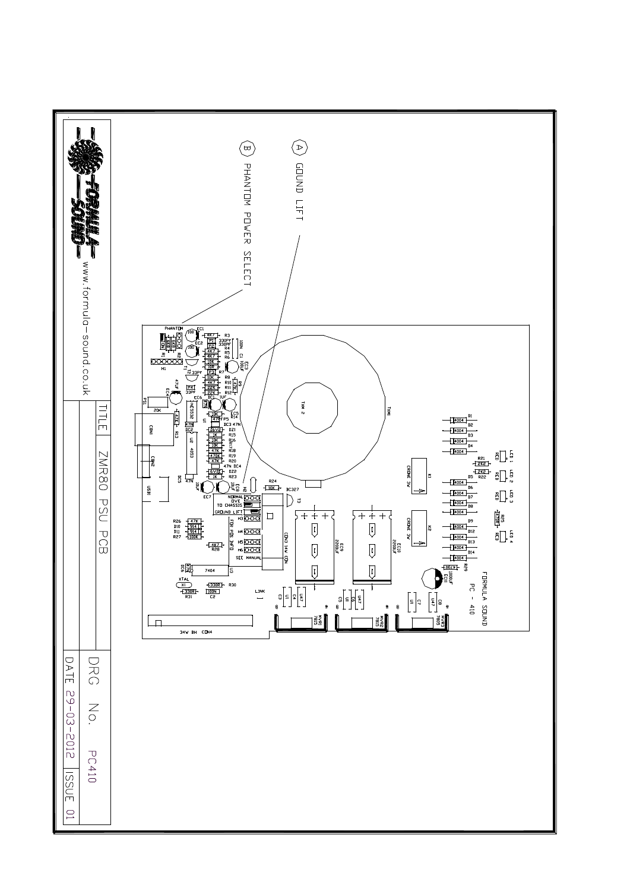(A) GOUND LIFT

(B) PHANTOM POWER SELECT

FORMULA SOUND

www.formula-sound.co.uk

TITLE ZMR80 PSU PCB

DRG No. PC410

DATE 29-03-2012 | ISSUE 01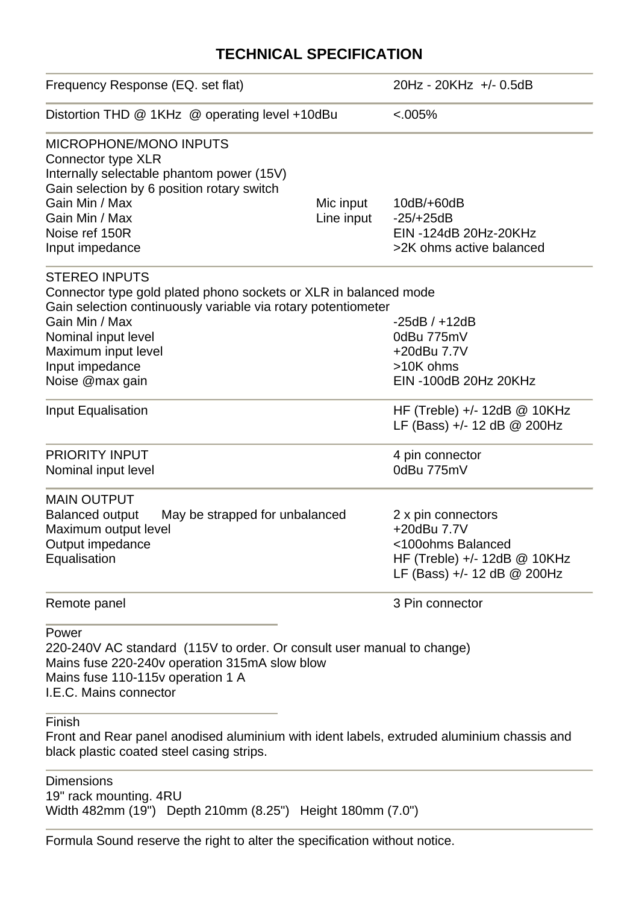# TECHNICAL SPECIFICATION

| | | |
|---|---|---|
| Frequency Response (EQ. set flat) | | 20Hz - 20KHz +/- 0.5dB |
| Distortion THD @ 1KHz @ operating level +10dBu | | <.005% |
| **MICROPHONE/MONO INPUTS** | | |
| Connector type XLR | | |
| Internally selectable phantom power (15V) | | |
| Gain selection by 6 position rotary switch | | |
| Gain Min / Max | Mic input | 10dB/+60dB |
| Gain Min / Max | Line input | -25/+25dB |
| Noise ref 150R | | EIN -124dB 20Hz-20KHz |
| Input impedance | | >2K ohms active balanced |
| **STEREO INPUTS** | | |
| Connector type gold plated phono sockets or XLR in balanced mode | | |
| Gain selection continuously variable via rotary potentiometer | | |
| Gain Min / Max | | -25dB / +12dB |
| Nominal input level | | 0dBu 775mV |
| Maximum input level | | +20dBu 7.7V |
| Input impedance | | >10K ohms |
| Noise @max gain | | EIN -100dB 20Hz 20KHz |
| Input Equalisation | | HF (Treble) +/- 12dB @ 10KHz<br>LF (Bass) +/- 12 dB @ 200Hz |
| **PRIORITY INPUT** | | 4 pin connector |
| Nominal input level | | 0dBu 775mV |
| **MAIN OUTPUT** | | |
| Balanced output | May be strapped for unbalanced | 2 x pin connectors |
| Maximum output level | | +20dBu 7.7V |
| Output impedance | | <100ohms Balanced |
| Equalisation | | HF (Treble) +/- 12dB @ 10KHz<br>LF (Bass) +/- 12 dB @ 200Hz |
| Remote panel | | 3 Pin connector |

**Power**

220-240V AC standard (115V to order. Or consult user manual to change)
Mains fuse 220-240v operation 315mA slow blow
Mains fuse 110-115v operation 1 A
I.E.C. Mains connector

**Finish**

Front and Rear panel anodised aluminium with ident labels, extruded aluminium chassis and black plastic coated steel casing strips.

**Dimensions**

19" rack mounting. 4RU
Width 482mm (19") Depth 210mm (8.25") Height 180mm (7.0")

Formula Sound reserve the right to alter the specification without notice.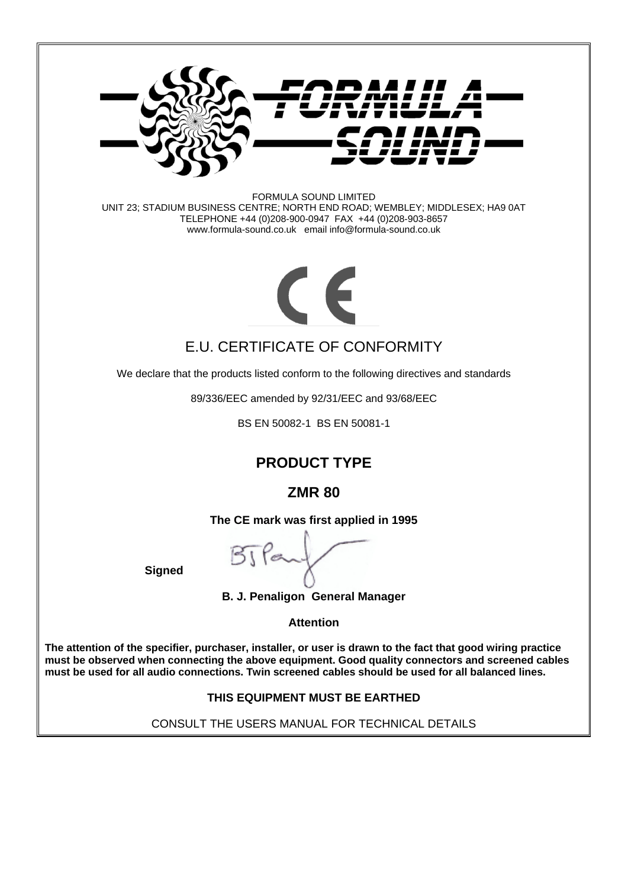FORMULA SOUND LIMITED
UNIT 23; STADIUM BUSINESS CENTRE; NORTH END ROAD; WEMBLEY; MIDDLESEX; HA9 0AT
TELEPHONE +44 (0)208-900-0947 FAX +44 (0)208-903-8657
www.formula-sound.co.uk email info@formula-sound.co.uk

# E.U. CERTIFICATE OF CONFORMITY

We declare that the products listed conform to the following directives and standards

89/336/EEC amended by 92/31/EEC and 93/68/EEC

BS EN 50082-1 BS EN 50081-1

## PRODUCT TYPE

## ZMR 80

**The CE mark was first applied in 1995**

**Signed**

**B. J. Penaligon General Manager**

**Attention**

**The attention of the specifier, purchaser, installer, or user is drawn to the fact that good wiring practice must be observed when connecting the above equipment. Good quality connectors and screened cables must be used for all audio connections. Twin screened cables should be used for all balanced lines.**

**THIS EQUIPMENT MUST BE EARTHED**

CONSULT THE USERS MANUAL FOR TECHNICAL DETAILS